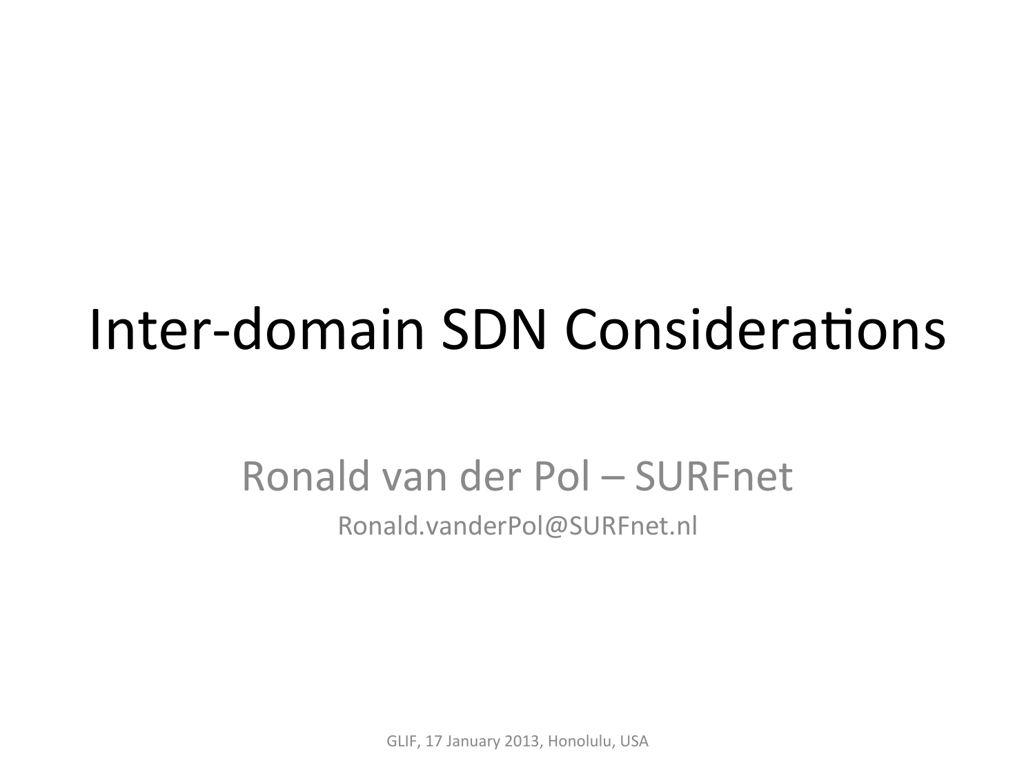# Inter-domain SDN Considerations

Ronald van der Pol – SURFnet

Ronald.vanderPol@SURFnet.nl

GLIF, 17 January 2013, Honolulu, USA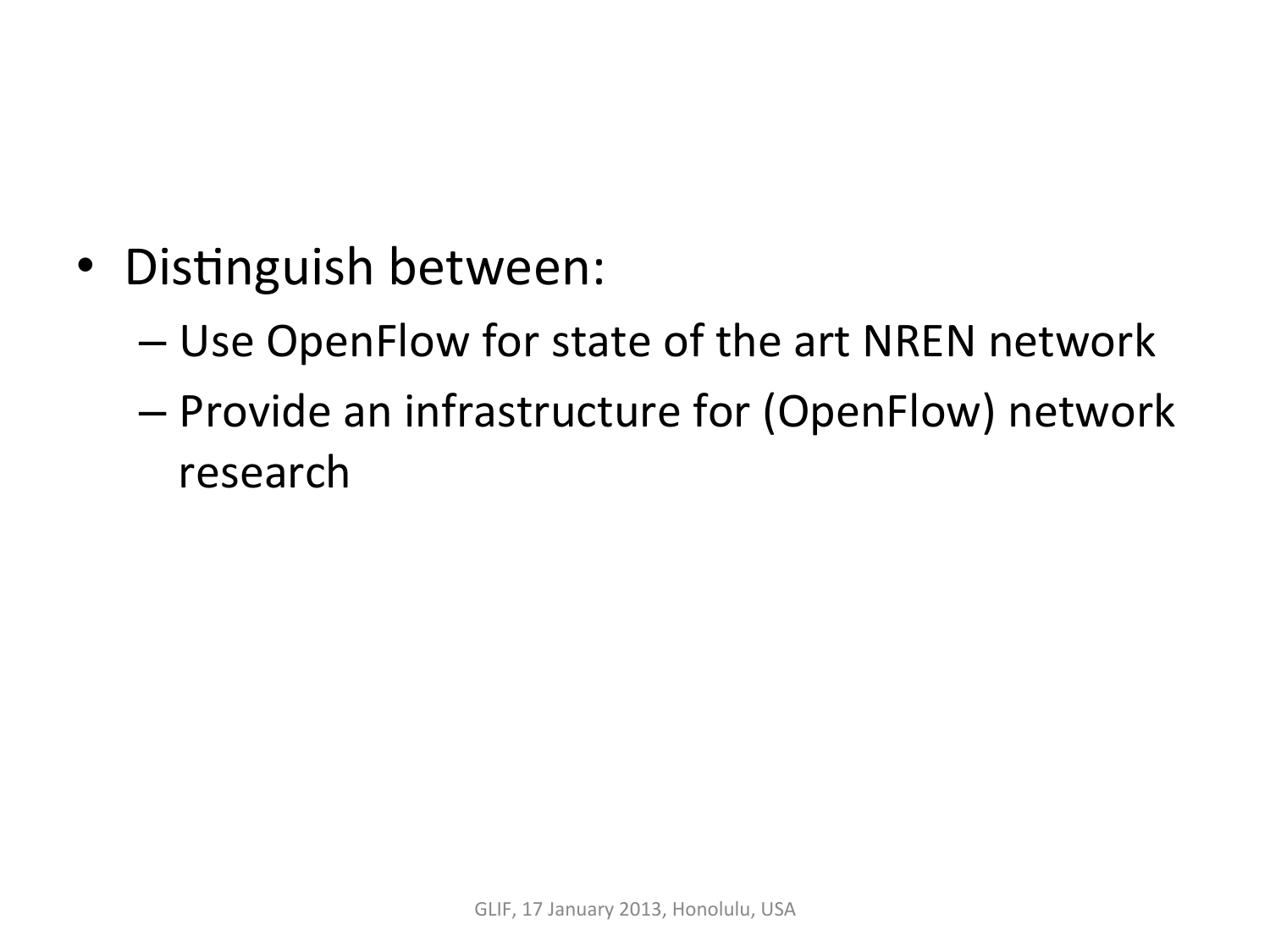- Distinguish between:
  - Use OpenFlow for state of the art NREN network
  - Provide an infrastructure for (OpenFlow) network research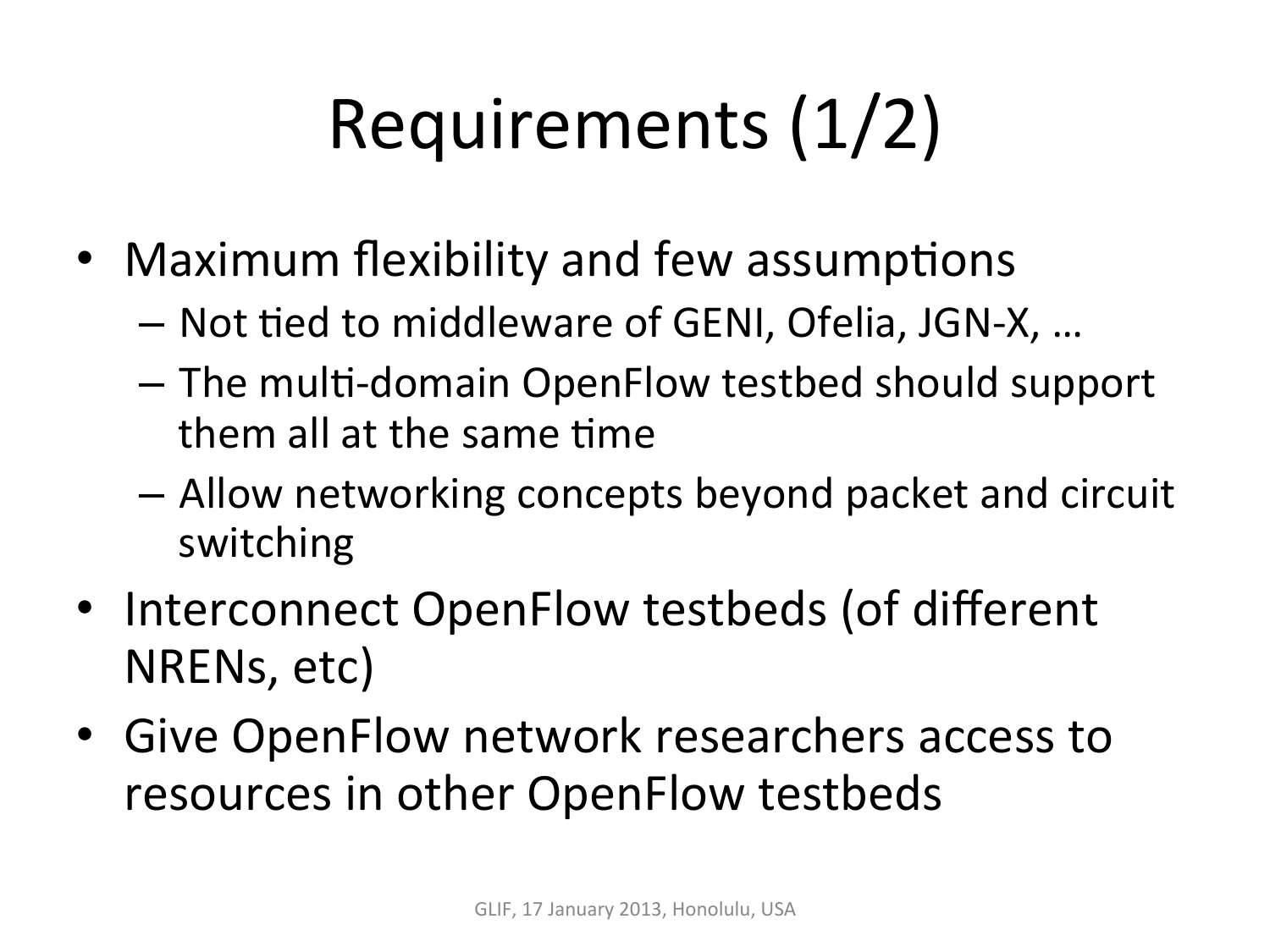# Requirements (1/2)

- Maximum flexibility and few assumptions
  - Not tied to middleware of GENI, Ofelia, JGN-X, …
  - The multi-domain OpenFlow testbed should support them all at the same time
  - Allow networking concepts beyond packet and circuit switching
- Interconnect OpenFlow testbeds (of different NRENs, etc)
- Give OpenFlow network researchers access to resources in other OpenFlow testbeds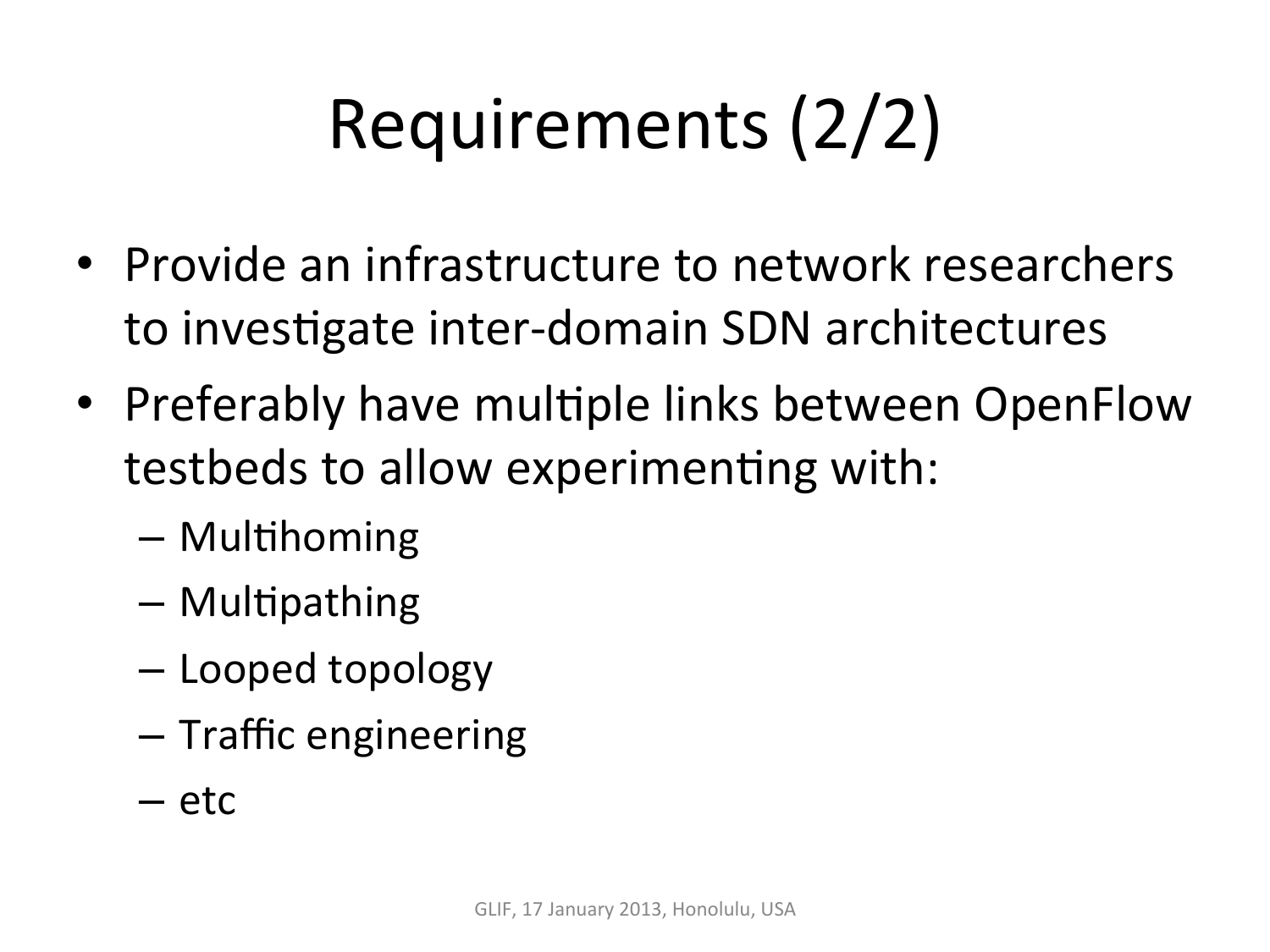# Requirements (2/2)

- Provide an infrastructure to network researchers to investigate inter-domain SDN architectures
- Preferably have multiple links between OpenFlow testbeds to allow experimenting with:
  - Multihoming
  - Multipathing
  - Looped topology
  - Traffic engineering
  - etc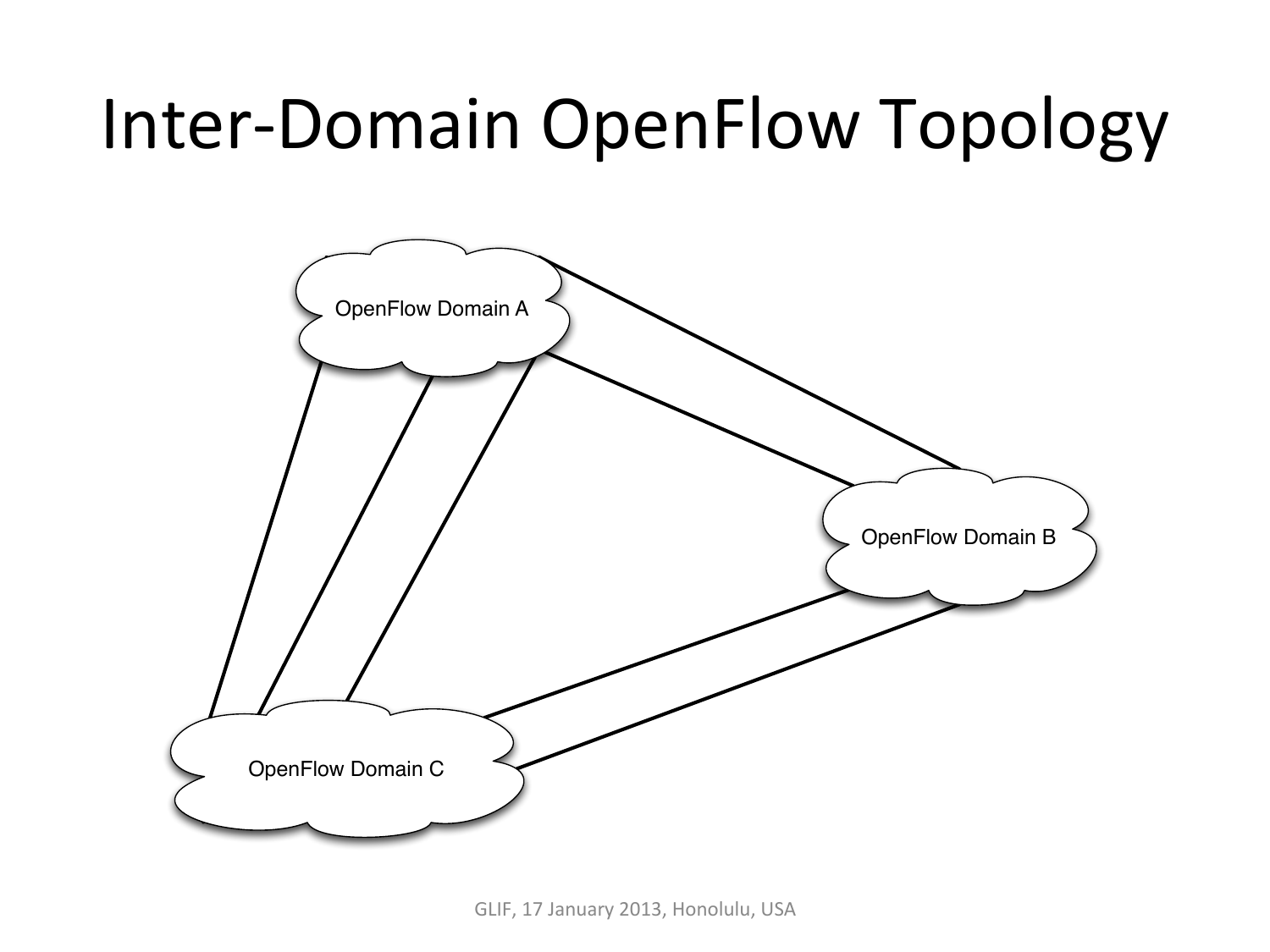# Inter-Domain OpenFlow Topology

OpenFlow Domain A

OpenFlow Domain B

OpenFlow Domain C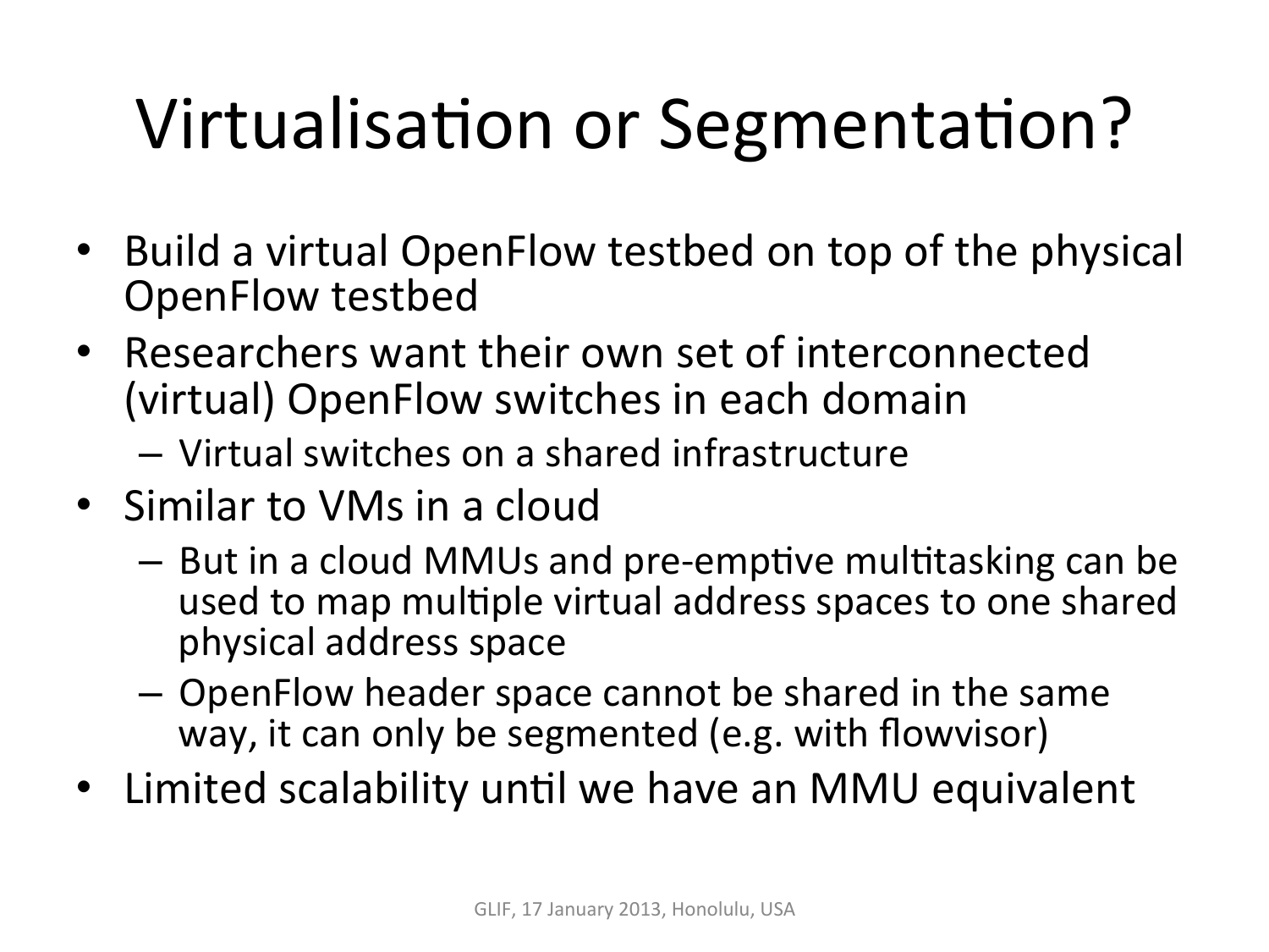# Virtualisation or Segmentation?

- Build a virtual OpenFlow testbed on top of the physical OpenFlow testbed
- Researchers want their own set of interconnected (virtual) OpenFlow switches in each domain
  - Virtual switches on a shared infrastructure
- Similar to VMs in a cloud
  - But in a cloud MMUs and pre-emptive multitasking can be used to map multiple virtual address spaces to one shared physical address space
  - OpenFlow header space cannot be shared in the same way, it can only be segmented (e.g. with flowvisor)
- Limited scalability until we have an MMU equivalent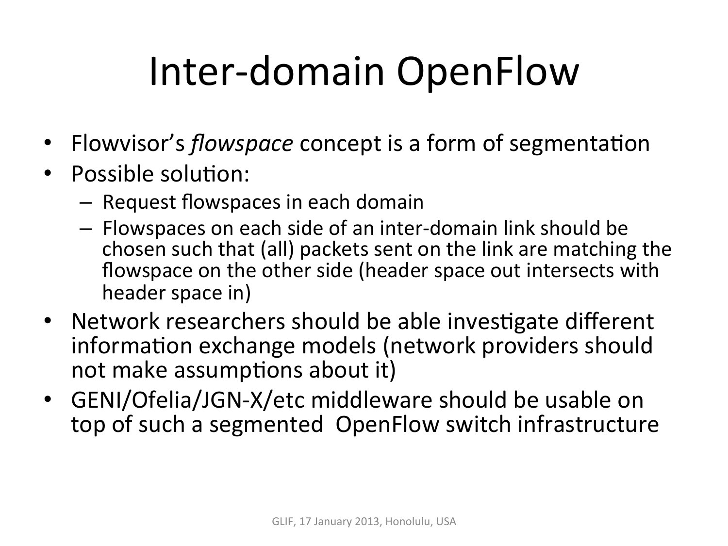# Inter-domain OpenFlow

- Flowvisor's *flowspace* concept is a form of segmentation
- Possible solution:
  - Request flowspaces in each domain
  - Flowspaces on each side of an inter-domain link should be chosen such that (all) packets sent on the link are matching the flowspace on the other side (header space out intersects with header space in)
- Network researchers should be able investigate different information exchange models (network providers should not make assumptions about it)
- GENI/Ofelia/JGN-X/etc middleware should be usable on top of such a segmented OpenFlow switch infrastructure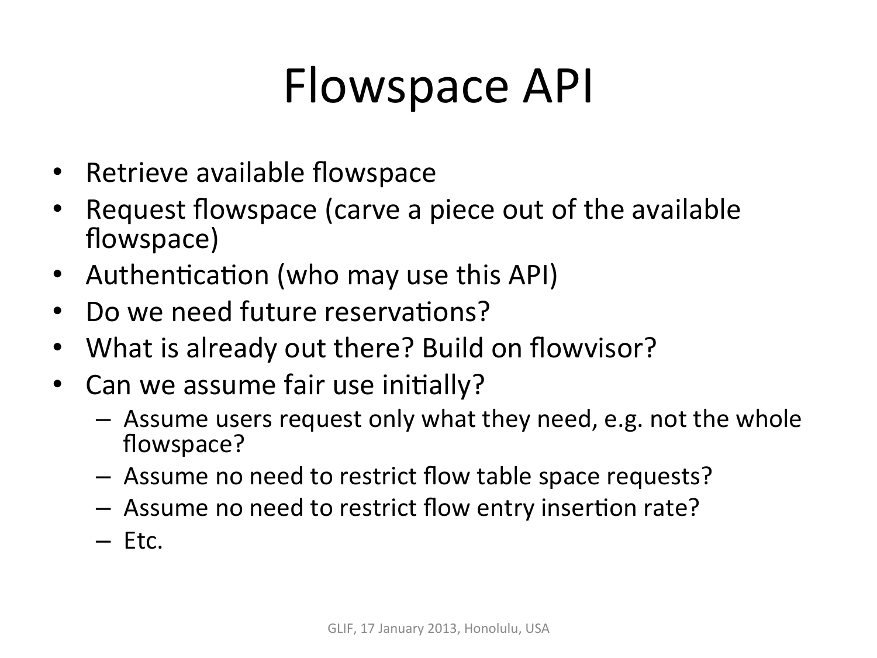# Flowspace API

- Retrieve available flowspace
- Request flowspace (carve a piece out of the available flowspace)
- Authentication (who may use this API)
- Do we need future reservations?
- What is already out there? Build on flowvisor?
- Can we assume fair use initially?
  - Assume users request only what they need, e.g. not the whole flowspace?
  - Assume no need to restrict flow table space requests?
  - Assume no need to restrict flow entry insertion rate?
  - Etc.